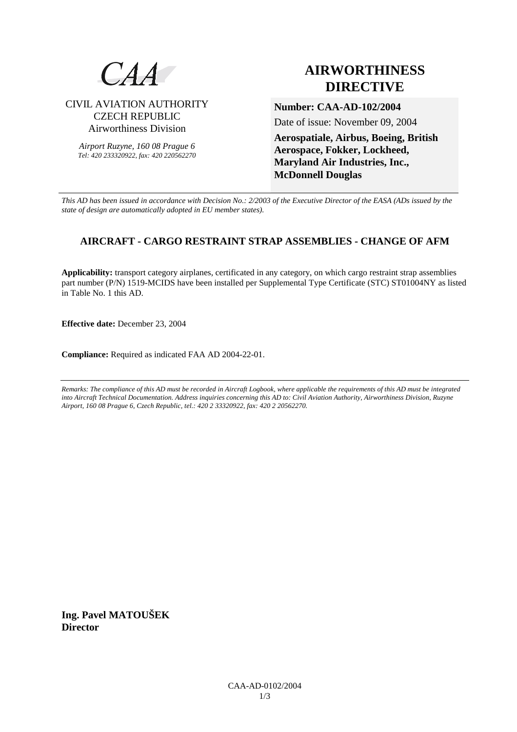CAA

CIVIL AVIATION AUTHORITY
CZECH REPUBLIC
Airworthiness Division

*Airport Ruzyne, 160 08 Prague 6*
*Tel: 420 233320922, fax: 420 220562270*

# AIRWORTHINESS DIRECTIVE

**Number: CAA-AD-102/2004**

Date of issue: November 09, 2004

**Aerospatiale, Airbus, Boeing, British Aerospace, Fokker, Lockheed, Maryland Air Industries, Inc., McDonnell Douglas**

*This AD has been issued in accordance with Decision No.: 2/2003 of the Executive Director of the EASA (ADs issued by the state of design are automatically adopted in EU member states).*

## AIRCRAFT - CARGO RESTRAINT STRAP ASSEMBLIES - CHANGE OF AFM

**Applicability:** transport category airplanes, certificated in any category, on which cargo restraint strap assemblies part number (P/N) 1519-MCIDS have been installed per Supplemental Type Certificate (STC) ST01004NY as listed in Table No. 1 this AD.

**Effective date:** December 23, 2004

**Compliance:** Required as indicated FAA AD 2004-22-01.

*Remarks: The compliance of this AD must be recorded in Aircraft Logbook, where applicable the requirements of this AD must be integrated into Aircraft Technical Documentation. Address inquiries concerning this AD to: Civil Aviation Authority, Airworthiness Division, Ruzyne Airport, 160 08 Prague 6, Czech Republic, tel.: 420 2 33320922, fax: 420 2 20562270.*

**Ing. Pavel MATOUŠEK**
**Director**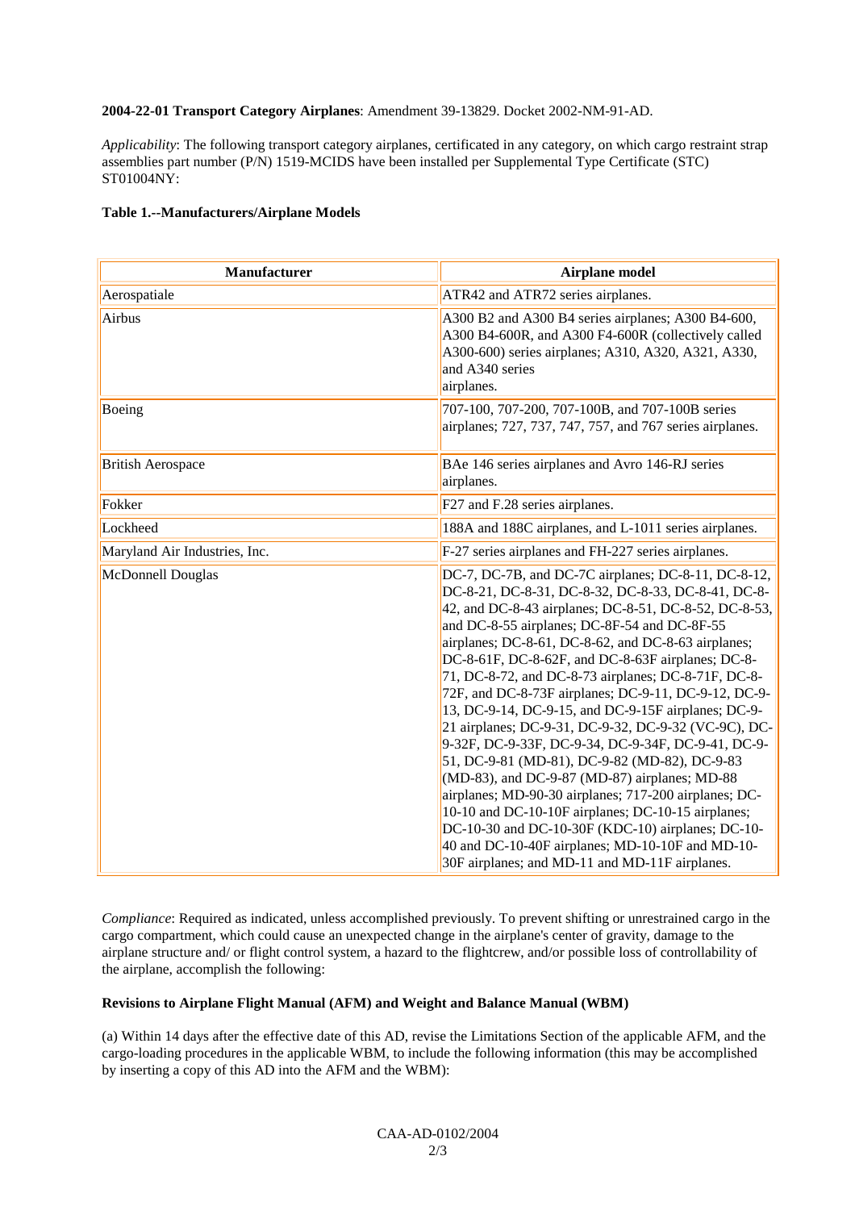**2004-22-01 Transport Category Airplanes**: Amendment 39-13829. Docket 2002-NM-91-AD.

*Applicability*: The following transport category airplanes, certificated in any category, on which cargo restraint strap assemblies part number (P/N) 1519-MCIDS have been installed per Supplemental Type Certificate (STC) ST01004NY:

**Table 1.--Manufacturers/Airplane Models**

| Manufacturer | Airplane model |
|---|---|
| Aerospatiale | ATR42 and ATR72 series airplanes. |
| Airbus | A300 B2 and A300 B4 series airplanes; A300 B4-600, A300 B4-600R, and A300 F4-600R (collectively called A300-600) series airplanes; A310, A320, A321, A330, and A340 series airplanes. |
| Boeing | 707-100, 707-200, 707-100B, and 707-100B series airplanes; 727, 737, 747, 757, and 767 series airplanes. |
| British Aerospace | BAe 146 series airplanes and Avro 146-RJ series airplanes. |
| Fokker | F27 and F.28 series airplanes. |
| Lockheed | 188A and 188C airplanes, and L-1011 series airplanes. |
| Maryland Air Industries, Inc. | F-27 series airplanes and FH-227 series airplanes. |
| McDonnell Douglas | DC-7, DC-7B, and DC-7C airplanes; DC-8-11, DC-8-12, DC-8-21, DC-8-31, DC-8-32, DC-8-33, DC-8-41, DC-8-42, and DC-8-43 airplanes; DC-8-51, DC-8-52, DC-8-53, and DC-8-55 airplanes; DC-8F-54 and DC-8F-55 airplanes; DC-8-61, DC-8-62, and DC-8-63 airplanes; DC-8-61F, DC-8-62F, and DC-8-63F airplanes; DC-8-71, DC-8-72, and DC-8-73 airplanes; DC-8-71F, DC-8-72F, and DC-8-73F airplanes; DC-9-11, DC-9-12, DC-9-13, DC-9-14, DC-9-15, and DC-9-15F airplanes; DC-9-21 airplanes; DC-9-31, DC-9-32, DC-9-32 (VC-9C), DC-9-32F, DC-9-33F, DC-9-34, DC-9-34F, DC-9-41, DC-9-51, DC-9-81 (MD-81), DC-9-82 (MD-82), DC-9-83 (MD-83), and DC-9-87 (MD-87) airplanes; MD-88 airplanes; MD-90-30 airplanes; 717-200 airplanes; DC-10-10 and DC-10-10F airplanes; DC-10-15 airplanes; DC-10-30 and DC-10-30F (KDC-10) airplanes; DC-10-40 and DC-10-40F airplanes; MD-10-10F and MD-10-30F airplanes; and MD-11 and MD-11F airplanes. |

*Compliance*: Required as indicated, unless accomplished previously. To prevent shifting or unrestrained cargo in the cargo compartment, which could cause an unexpected change in the airplane's center of gravity, damage to the airplane structure and/ or flight control system, a hazard to the flightcrew, and/or possible loss of controllability of the airplane, accomplish the following:

**Revisions to Airplane Flight Manual (AFM) and Weight and Balance Manual (WBM)**

(a) Within 14 days after the effective date of this AD, revise the Limitations Section of the applicable AFM, and the cargo-loading procedures in the applicable WBM, to include the following information (this may be accomplished by inserting a copy of this AD into the AFM and the WBM):

CAA-AD-0102/2004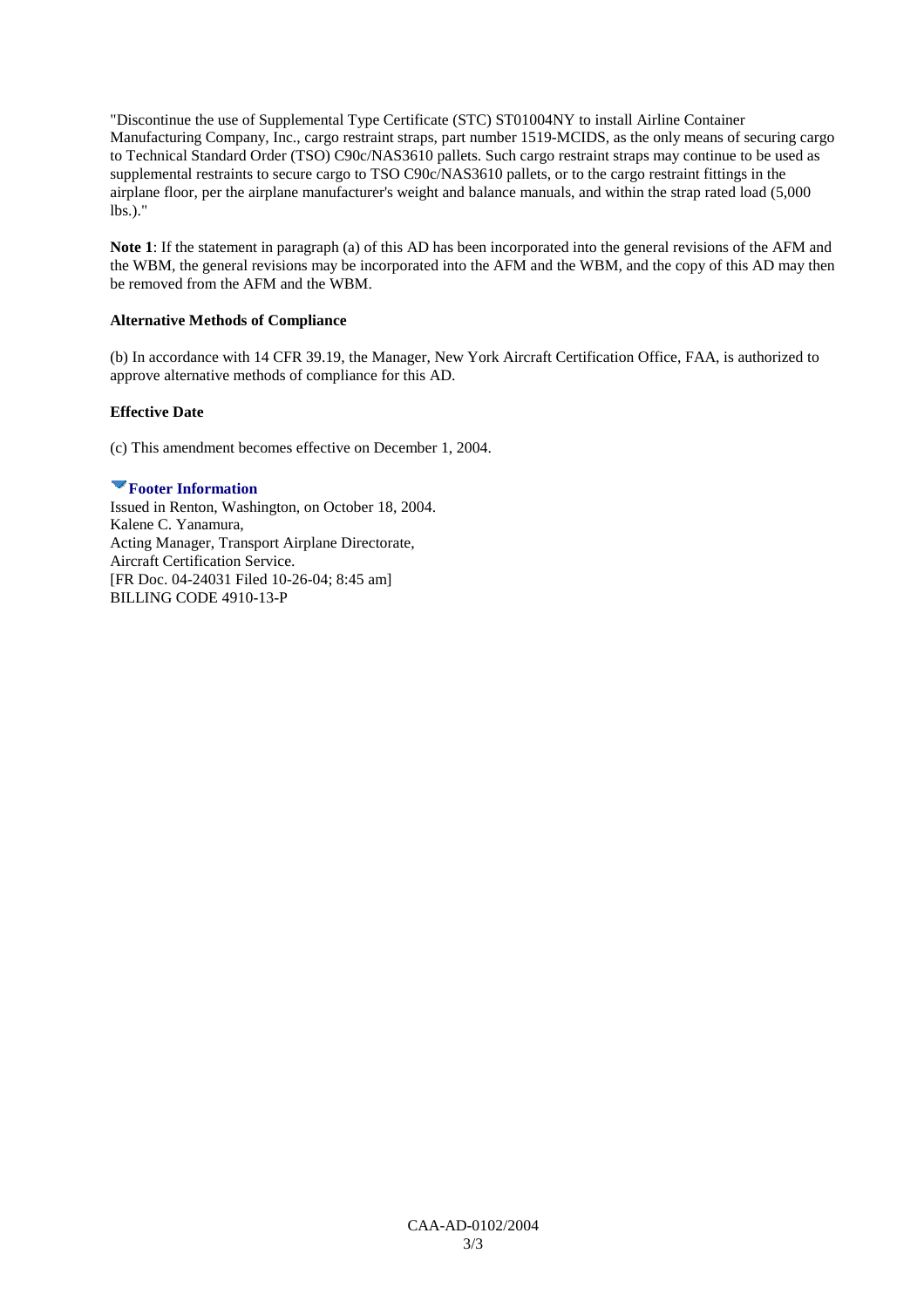"Discontinue the use of Supplemental Type Certificate (STC) ST01004NY to install Airline Container Manufacturing Company, Inc., cargo restraint straps, part number 1519-MCIDS, as the only means of securing cargo to Technical Standard Order (TSO) C90c/NAS3610 pallets. Such cargo restraint straps may continue to be used as supplemental restraints to secure cargo to TSO C90c/NAS3610 pallets, or to the cargo restraint fittings in the airplane floor, per the airplane manufacturer's weight and balance manuals, and within the strap rated load (5,000 lbs.)."

**Note 1**: If the statement in paragraph (a) of this AD has been incorporated into the general revisions of the AFM and the WBM, the general revisions may be incorporated into the AFM and the WBM, and the copy of this AD may then be removed from the AFM and the WBM.

**Alternative Methods of Compliance**

(b) In accordance with 14 CFR 39.19, the Manager, New York Aircraft Certification Office, FAA, is authorized to approve alternative methods of compliance for this AD.

**Effective Date**

(c) This amendment becomes effective on December 1, 2004.

**Footer Information**

Issued in Renton, Washington, on October 18, 2004.
Kalene C. Yanamura,
Acting Manager, Transport Airplane Directorate,
Aircraft Certification Service.
[FR Doc. 04-24031 Filed 10-26-04; 8:45 am]
BILLING CODE 4910-13-P